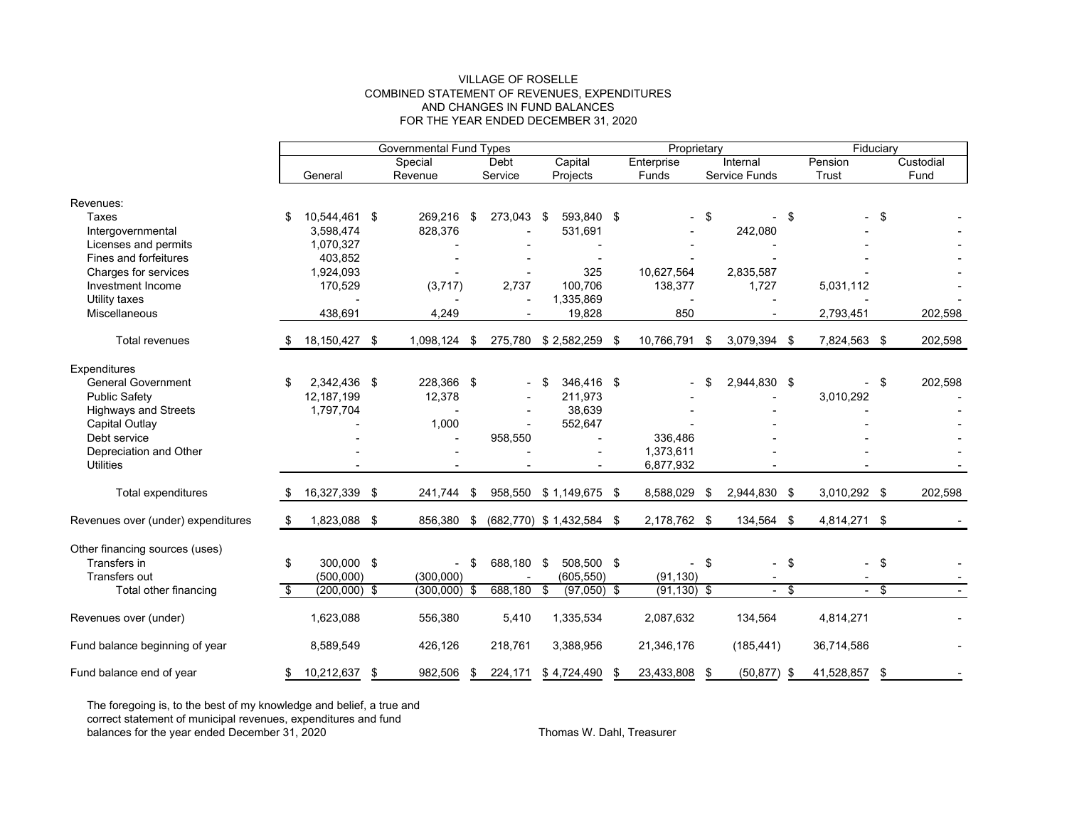VILLAGE OF ROSELLE
COMBINED STATEMENT OF REVENUES, EXPENDITURES
AND CHANGES IN FUND BALANCES
FOR THE YEAR ENDED DECEMBER 31, 2020

| | Governmental Fund Types | | | | Proprietary | | Fiduciary | |
|---|---|---|---|---|---|---|---|---|
| | General | Special Revenue | Debt Service | Capital Projects | Enterprise Funds | Internal Service Funds | Pension Trust | Custodial Fund |
| **Revenues:** | | | | | | | | |
| Taxes | $ 10,544,461 | $ 269,216 | $ 273,043 | $ 593,840 | $ - | $ - | $ - | $ - |
| Intergovernmental | 3,598,474 | 828,376 | - | 531,691 | - | 242,080 | - | - |
| Licenses and permits | 1,070,327 | - | - | - | - | - | - | - |
| Fines and forfeitures | 403,852 | - | - | - | - | - | - | - |
| Charges for services | 1,924,093 | - | - | 325 | 10,627,564 | 2,835,587 | - | - |
| Investment Income | 170,529 | (3,717) | 2,737 | 100,706 | 138,377 | 1,727 | 5,031,112 | - |
| Utility taxes | - | - | - | 1,335,869 | - | - | - | - |
| Miscellaneous | 438,691 | 4,249 | - | 19,828 | 850 | - | 2,793,451 | 202,598 |
| Total revenues | $ 18,150,427 | $ 1,098,124 | $ 275,780 | $ 2,582,259 | $ 10,766,791 | $ 3,079,394 | $ 7,824,563 | $ 202,598 |
| **Expenditures** | | | | | | | | |
| General Government | $ 2,342,436 | $ 228,366 | $ - | $ 346,416 | $ - | $ 2,944,830 | $ - | $ 202,598 |
| Public Safety | 12,187,199 | 12,378 | - | 211,973 | - | - | 3,010,292 | - |
| Highways and Streets | 1,797,704 | - | - | 38,639 | - | - | - | - |
| Capital Outlay | - | 1,000 | - | 552,647 | - | - | - | - |
| Debt service | - | - | 958,550 | - | 336,486 | - | - | - |
| Depreciation and Other | - | - | - | - | 1,373,611 | - | - | - |
| Utilities | - | - | - | - | 6,877,932 | - | - | - |
| Total expenditures | $ 16,327,339 | $ 241,744 | $ 958,550 | $ 1,149,675 | $ 8,588,029 | $ 2,944,830 | $ 3,010,292 | $ 202,598 |
| Revenues over (under) expenditures | $ 1,823,088 | $ 856,380 | $ (682,770) | $ 1,432,584 | $ 2,178,762 | $ 134,564 | $ 4,814,271 | $ - |
| **Other financing sources (uses)** | | | | | | | | |
| Transfers in | $ 300,000 | $ - | $ 688,180 | $ 508,500 | $ - | $ - | $ - | $ - |
| Transfers out | (500,000) | (300,000) | - | (605,550) | (91,130) | - | - | - |
| Total other financing | $ (200,000) | $ (300,000) | $ 688,180 | $ (97,050) | $ (91,130) | $ - | $ - | $ - |
| Revenues over (under) | 1,623,088 | 556,380 | 5,410 | 1,335,534 | 2,087,632 | 134,564 | 4,814,271 | - |
| Fund balance beginning of year | 8,589,549 | 426,126 | 218,761 | 3,388,956 | 21,346,176 | (185,441) | 36,714,586 | - |
| Fund balance end of year | $ 10,212,637 | $ 982,506 | $ 224,171 | $ 4,724,490 | $ 23,433,808 | $ (50,877) | $ 41,528,857 | $ - |

The foregoing is, to the best of my knowledge and belief, a true and correct statement of municipal revenues, expenditures and fund balances for the year ended December 31, 2020

Thomas W. Dahl, Treasurer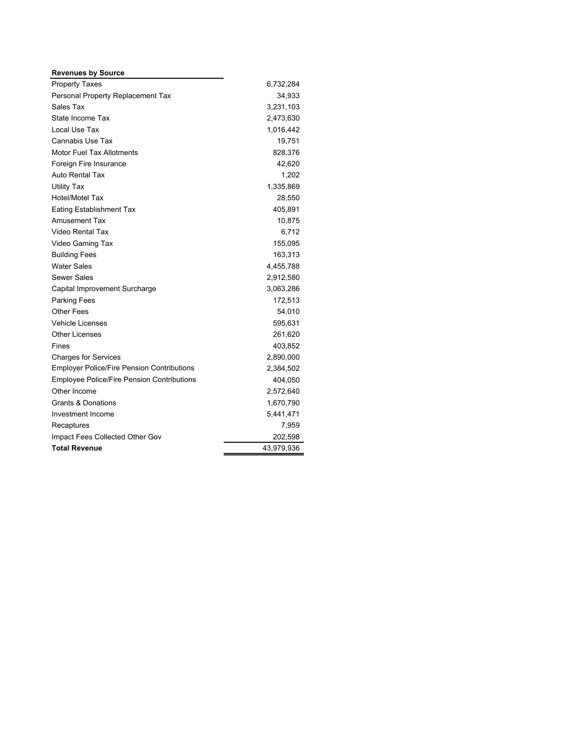| **Revenues by Source** | |
| --- | --- |
| Property Taxes | 6,732,284 |
| Personal Property Replacement Tax | 34,933 |
| Sales Tax | 3,231,103 |
| State Income Tax | 2,473,630 |
| Local Use Tax | 1,016,442 |
| Cannabis Use Tax | 19,751 |
| Motor Fuel Tax Allotments | 828,376 |
| Foreign Fire Insurance | 42,620 |
| Auto Rental Tax | 1,202 |
| Utility Tax | 1,335,869 |
| Hotel/Motel Tax | 28,550 |
| Eating Establishment Tax | 405,891 |
| Amusement Tax | 10,875 |
| Video Rental Tax | 6,712 |
| Video Gaming Tax | 155,095 |
| Building Fees | 163,313 |
| Water Sales | 4,455,788 |
| Sewer Sales | 2,912,580 |
| Capital Improvement Surcharge | 3,063,286 |
| Parking Fees | 172,513 |
| Other Fees | 54,010 |
| Vehicle Licenses | 595,631 |
| Other Licenses | 261,620 |
| Fines | 403,852 |
| Charges for Services | 2,890,000 |
| Employer Police/Fire Pension Contributions | 2,384,502 |
| Employee Police/Fire Pension Contributions | 404,050 |
| Other Income | 2,572,640 |
| Grants & Donations | 1,670,790 |
| Investment Income | 5,441,471 |
| Recaptures | 7,959 |
| Impact Fees Collected Other Gov | 202,598 |
| **Total Revenue** | 43,979,936 |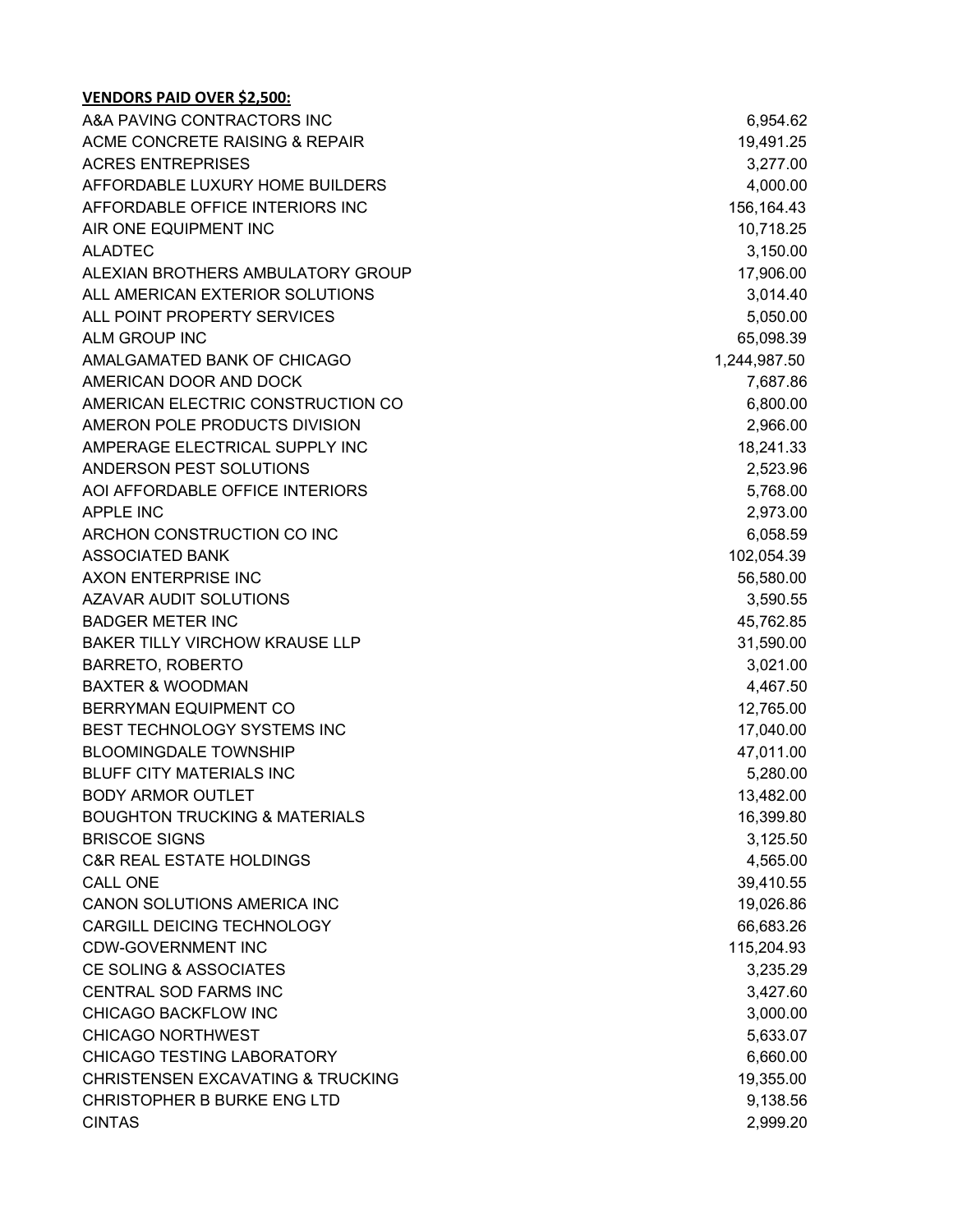**VENDORS PAID OVER $2,500:**

| | |
|---|---|
| A&A PAVING CONTRACTORS INC | 6,954.62 |
| ACME CONCRETE RAISING & REPAIR | 19,491.25 |
| ACRES ENTREPRISES | 3,277.00 |
| AFFORDABLE LUXURY HOME BUILDERS | 4,000.00 |
| AFFORDABLE OFFICE INTERIORS INC | 156,164.43 |
| AIR ONE EQUIPMENT INC | 10,718.25 |
| ALADTEC | 3,150.00 |
| ALEXIAN BROTHERS AMBULATORY GROUP | 17,906.00 |
| ALL AMERICAN EXTERIOR SOLUTIONS | 3,014.40 |
| ALL POINT PROPERTY SERVICES | 5,050.00 |
| ALM GROUP INC | 65,098.39 |
| AMALGAMATED BANK OF CHICAGO | 1,244,987.50 |
| AMERICAN DOOR AND DOCK | 7,687.86 |
| AMERICAN ELECTRIC CONSTRUCTION CO | 6,800.00 |
| AMERON POLE PRODUCTS DIVISION | 2,966.00 |
| AMPERAGE ELECTRICAL SUPPLY INC | 18,241.33 |
| ANDERSON PEST SOLUTIONS | 2,523.96 |
| AOI AFFORDABLE OFFICE INTERIORS | 5,768.00 |
| APPLE INC | 2,973.00 |
| ARCHON CONSTRUCTION CO INC | 6,058.59 |
| ASSOCIATED BANK | 102,054.39 |
| AXON ENTERPRISE INC | 56,580.00 |
| AZAVAR AUDIT SOLUTIONS | 3,590.55 |
| BADGER METER INC | 45,762.85 |
| BAKER TILLY VIRCHOW KRAUSE LLP | 31,590.00 |
| BARRETO, ROBERTO | 3,021.00 |
| BAXTER & WOODMAN | 4,467.50 |
| BERRYMAN EQUIPMENT CO | 12,765.00 |
| BEST TECHNOLOGY SYSTEMS INC | 17,040.00 |
| BLOOMINGDALE TOWNSHIP | 47,011.00 |
| BLUFF CITY MATERIALS INC | 5,280.00 |
| BODY ARMOR OUTLET | 13,482.00 |
| BOUGHTON TRUCKING & MATERIALS | 16,399.80 |
| BRISCOE SIGNS | 3,125.50 |
| C&R REAL ESTATE HOLDINGS | 4,565.00 |
| CALL ONE | 39,410.55 |
| CANON SOLUTIONS AMERICA INC | 19,026.86 |
| CARGILL DEICING TECHNOLOGY | 66,683.26 |
| CDW-GOVERNMENT INC | 115,204.93 |
| CE SOLING & ASSOCIATES | 3,235.29 |
| CENTRAL SOD FARMS INC | 3,427.60 |
| CHICAGO BACKFLOW INC | 3,000.00 |
| CHICAGO NORTHWEST | 5,633.07 |
| CHICAGO TESTING LABORATORY | 6,660.00 |
| CHRISTENSEN EXCAVATING & TRUCKING | 19,355.00 |
| CHRISTOPHER B BURKE ENG LTD | 9,138.56 |
| CINTAS | 2,999.20 |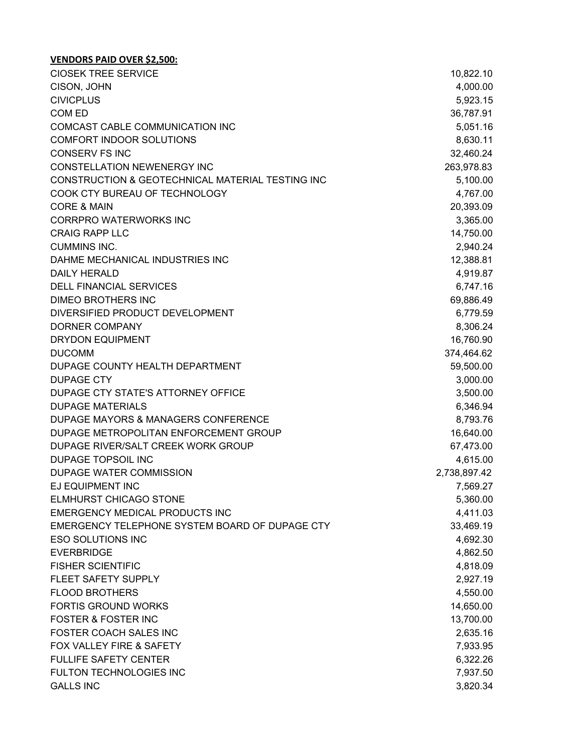**VENDORS PAID OVER $2,500:**

| | |
|---|---|
| CIOSEK TREE SERVICE | 10,822.10 |
| CISON, JOHN | 4,000.00 |
| CIVICPLUS | 5,923.15 |
| COM ED | 36,787.91 |
| COMCAST CABLE COMMUNICATION INC | 5,051.16 |
| COMFORT INDOOR SOLUTIONS | 8,630.11 |
| CONSERV FS INC | 32,460.24 |
| CONSTELLATION NEWENERGY INC | 263,978.83 |
| CONSTRUCTION & GEOTECHNICAL MATERIAL TESTING INC | 5,100.00 |
| COOK CTY BUREAU OF TECHNOLOGY | 4,767.00 |
| CORE & MAIN | 20,393.09 |
| CORRPRO WATERWORKS INC | 3,365.00 |
| CRAIG RAPP LLC | 14,750.00 |
| CUMMINS INC. | 2,940.24 |
| DAHME MECHANICAL INDUSTRIES INC | 12,388.81 |
| DAILY HERALD | 4,919.87 |
| DELL FINANCIAL SERVICES | 6,747.16 |
| DIMEO BROTHERS INC | 69,886.49 |
| DIVERSIFIED PRODUCT DEVELOPMENT | 6,779.59 |
| DORNER COMPANY | 8,306.24 |
| DRYDON EQUIPMENT | 16,760.90 |
| DUCOMM | 374,464.62 |
| DUPAGE COUNTY HEALTH DEPARTMENT | 59,500.00 |
| DUPAGE CTY | 3,000.00 |
| DUPAGE CTY STATE'S ATTORNEY OFFICE | 3,500.00 |
| DUPAGE MATERIALS | 6,346.94 |
| DUPAGE MAYORS & MANAGERS CONFERENCE | 8,793.76 |
| DUPAGE METROPOLITAN ENFORCEMENT GROUP | 16,640.00 |
| DUPAGE RIVER/SALT CREEK WORK GROUP | 67,473.00 |
| DUPAGE TOPSOIL INC | 4,615.00 |
| DUPAGE WATER COMMISSION | 2,738,897.42 |
| EJ EQUIPMENT INC | 7,569.27 |
| ELMHURST CHICAGO STONE | 5,360.00 |
| EMERGENCY MEDICAL PRODUCTS INC | 4,411.03 |
| EMERGENCY TELEPHONE SYSTEM BOARD OF DUPAGE CTY | 33,469.19 |
| ESO SOLUTIONS INC | 4,692.30 |
| EVERBRIDGE | 4,862.50 |
| FISHER SCIENTIFIC | 4,818.09 |
| FLEET SAFETY SUPPLY | 2,927.19 |
| FLOOD BROTHERS | 4,550.00 |
| FORTIS GROUND WORKS | 14,650.00 |
| FOSTER & FOSTER INC | 13,700.00 |
| FOSTER COACH SALES INC | 2,635.16 |
| FOX VALLEY FIRE & SAFETY | 7,933.95 |
| FULLIFE SAFETY CENTER | 6,322.26 |
| FULTON TECHNOLOGIES INC | 7,937.50 |
| GALLS INC | 3,820.34 |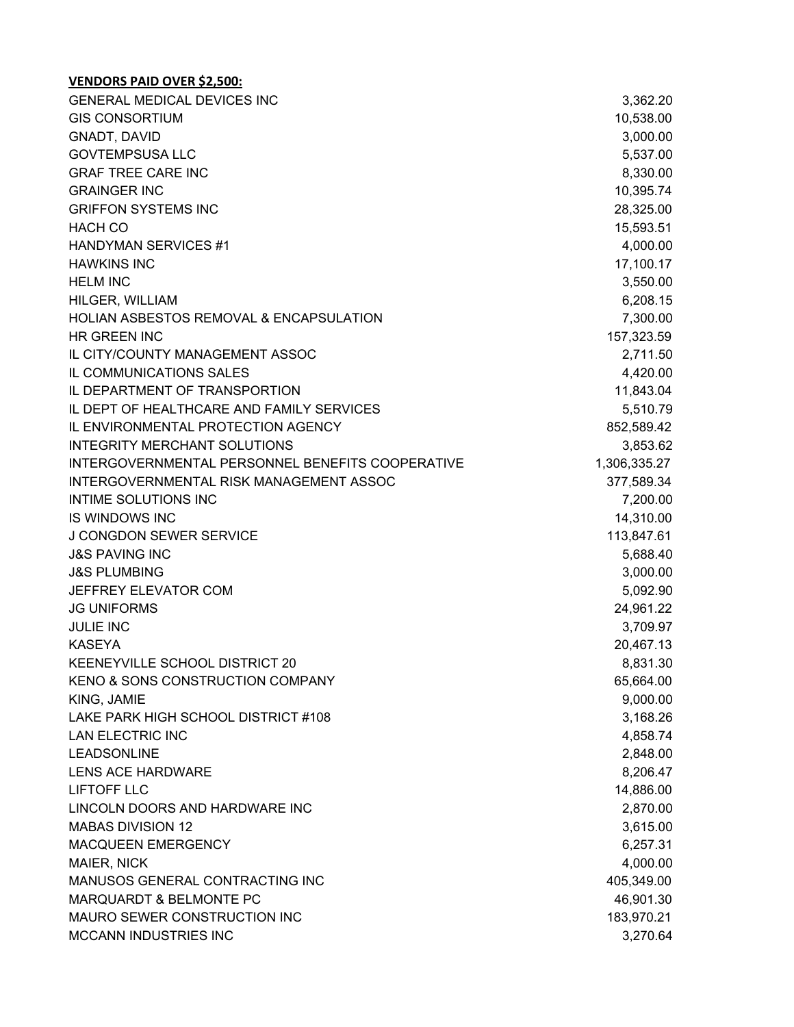**VENDORS PAID OVER $2,500:**

| | |
|---|---|
| GENERAL MEDICAL DEVICES INC | 3,362.20 |
| GIS CONSORTIUM | 10,538.00 |
| GNADT, DAVID | 3,000.00 |
| GOVTEMPSUSA LLC | 5,537.00 |
| GRAF TREE CARE INC | 8,330.00 |
| GRAINGER INC | 10,395.74 |
| GRIFFON SYSTEMS INC | 28,325.00 |
| HACH CO | 15,593.51 |
| HANDYMAN SERVICES #1 | 4,000.00 |
| HAWKINS INC | 17,100.17 |
| HELM INC | 3,550.00 |
| HILGER, WILLIAM | 6,208.15 |
| HOLIAN ASBESTOS REMOVAL & ENCAPSULATION | 7,300.00 |
| HR GREEN INC | 157,323.59 |
| IL CITY/COUNTY MANAGEMENT ASSOC | 2,711.50 |
| IL COMMUNICATIONS SALES | 4,420.00 |
| IL DEPARTMENT OF TRANSPORTION | 11,843.04 |
| IL DEPT OF HEALTHCARE AND FAMILY SERVICES | 5,510.79 |
| IL ENVIRONMENTAL PROTECTION AGENCY | 852,589.42 |
| INTEGRITY MERCHANT SOLUTIONS | 3,853.62 |
| INTERGOVERNMENTAL PERSONNEL BENEFITS COOPERATIVE | 1,306,335.27 |
| INTERGOVERNMENTAL RISK MANAGEMENT ASSOC | 377,589.34 |
| INTIME SOLUTIONS INC | 7,200.00 |
| IS WINDOWS INC | 14,310.00 |
| J CONGDON SEWER SERVICE | 113,847.61 |
| J&S PAVING INC | 5,688.40 |
| J&S PLUMBING | 3,000.00 |
| JEFFREY ELEVATOR COM | 5,092.90 |
| JG UNIFORMS | 24,961.22 |
| JULIE INC | 3,709.97 |
| KASEYA | 20,467.13 |
| KEENEYVILLE SCHOOL DISTRICT 20 | 8,831.30 |
| KENO & SONS CONSTRUCTION COMPANY | 65,664.00 |
| KING, JAMIE | 9,000.00 |
| LAKE PARK HIGH SCHOOL DISTRICT #108 | 3,168.26 |
| LAN ELECTRIC INC | 4,858.74 |
| LEADSONLINE | 2,848.00 |
| LENS ACE HARDWARE | 8,206.47 |
| LIFTOFF LLC | 14,886.00 |
| LINCOLN DOORS AND HARDWARE INC | 2,870.00 |
| MABAS DIVISION 12 | 3,615.00 |
| MACQUEEN EMERGENCY | 6,257.31 |
| MAIER, NICK | 4,000.00 |
| MANUSOS GENERAL CONTRACTING INC | 405,349.00 |
| MARQUARDT & BELMONTE PC | 46,901.30 |
| MAURO SEWER CONSTRUCTION INC | 183,970.21 |
| MCCANN INDUSTRIES INC | 3,270.64 |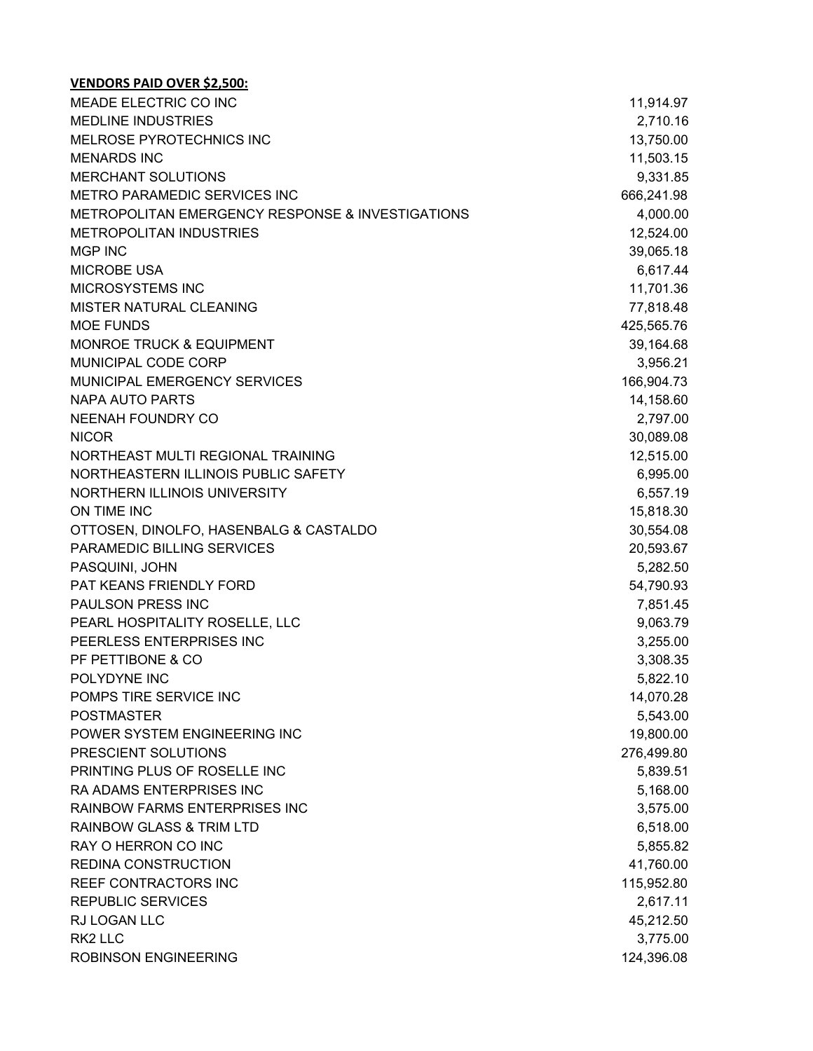**VENDORS PAID OVER $2,500:**

| | |
|---|---|
| MEADE ELECTRIC CO INC | 11,914.97 |
| MEDLINE INDUSTRIES | 2,710.16 |
| MELROSE PYROTECHNICS INC | 13,750.00 |
| MENARDS INC | 11,503.15 |
| MERCHANT SOLUTIONS | 9,331.85 |
| METRO PARAMEDIC SERVICES INC | 666,241.98 |
| METROPOLITAN EMERGENCY RESPONSE & INVESTIGATIONS | 4,000.00 |
| METROPOLITAN INDUSTRIES | 12,524.00 |
| MGP INC | 39,065.18 |
| MICROBE USA | 6,617.44 |
| MICROSYSTEMS INC | 11,701.36 |
| MISTER NATURAL CLEANING | 77,818.48 |
| MOE FUNDS | 425,565.76 |
| MONROE TRUCK & EQUIPMENT | 39,164.68 |
| MUNICIPAL CODE CORP | 3,956.21 |
| MUNICIPAL EMERGENCY SERVICES | 166,904.73 |
| NAPA AUTO PARTS | 14,158.60 |
| NEENAH FOUNDRY CO | 2,797.00 |
| NICOR | 30,089.08 |
| NORTHEAST MULTI REGIONAL TRAINING | 12,515.00 |
| NORTHEASTERN ILLINOIS PUBLIC SAFETY | 6,995.00 |
| NORTHERN ILLINOIS UNIVERSITY | 6,557.19 |
| ON TIME INC | 15,818.30 |
| OTTOSEN, DINOLFO, HASENBALG & CASTALDO | 30,554.08 |
| PARAMEDIC BILLING SERVICES | 20,593.67 |
| PASQUINI, JOHN | 5,282.50 |
| PAT KEANS FRIENDLY FORD | 54,790.93 |
| PAULSON PRESS INC | 7,851.45 |
| PEARL HOSPITALITY ROSELLE, LLC | 9,063.79 |
| PEERLESS ENTERPRISES INC | 3,255.00 |
| PF PETTIBONE & CO | 3,308.35 |
| POLYDYNE INC | 5,822.10 |
| POMPS TIRE SERVICE INC | 14,070.28 |
| POSTMASTER | 5,543.00 |
| POWER SYSTEM ENGINEERING INC | 19,800.00 |
| PRESCIENT SOLUTIONS | 276,499.80 |
| PRINTING PLUS OF ROSELLE INC | 5,839.51 |
| RA ADAMS ENTERPRISES INC | 5,168.00 |
| RAINBOW FARMS ENTERPRISES INC | 3,575.00 |
| RAINBOW GLASS & TRIM LTD | 6,518.00 |
| RAY O HERRON CO INC | 5,855.82 |
| REDINA CONSTRUCTION | 41,760.00 |
| REEF CONTRACTORS INC | 115,952.80 |
| REPUBLIC SERVICES | 2,617.11 |
| RJ LOGAN LLC | 45,212.50 |
| RK2 LLC | 3,775.00 |
| ROBINSON ENGINEERING | 124,396.08 |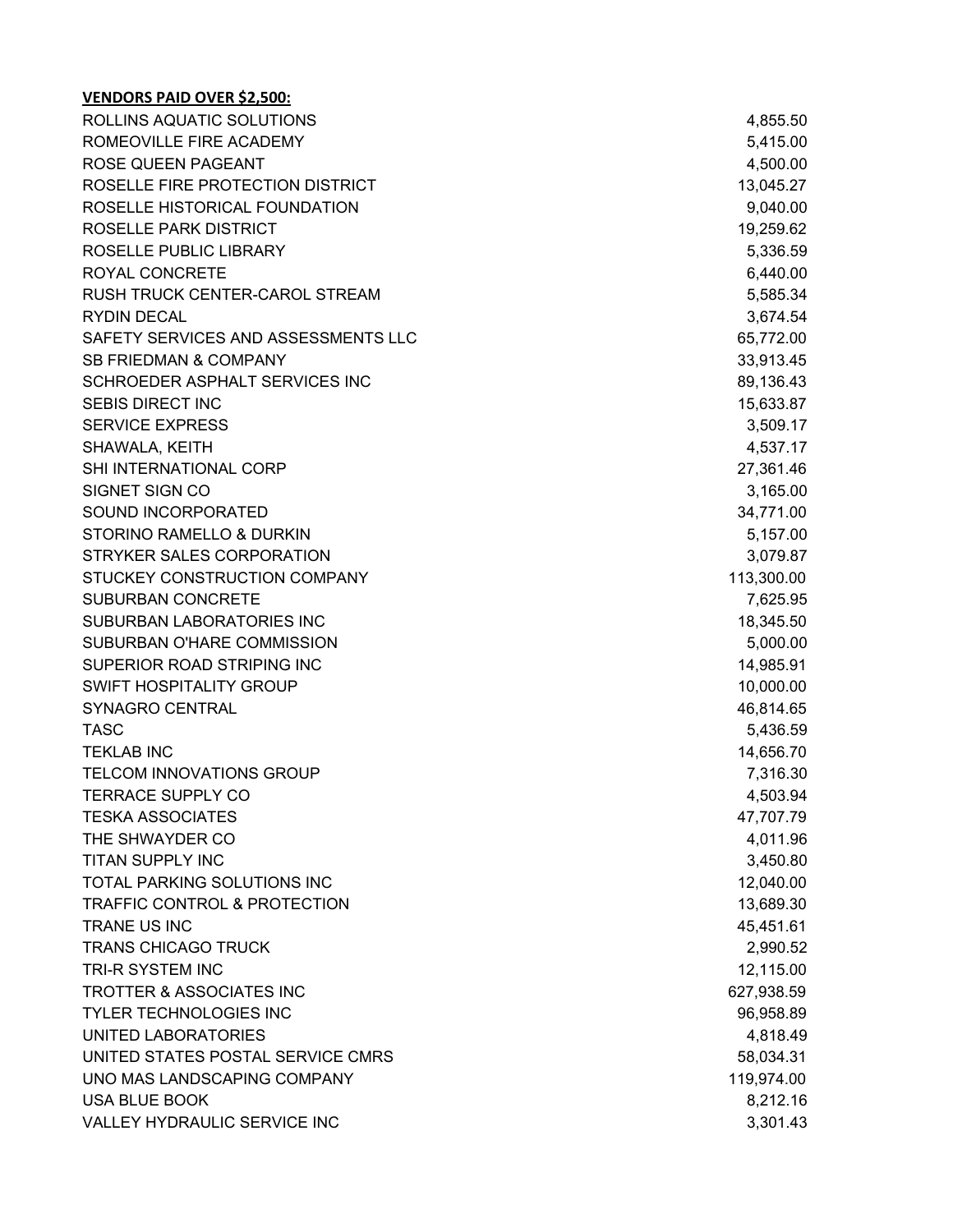**VENDORS PAID OVER $2,500:**

| | |
|---|---|
| ROLLINS AQUATIC SOLUTIONS | 4,855.50 |
| ROMEOVILLE FIRE ACADEMY | 5,415.00 |
| ROSE QUEEN PAGEANT | 4,500.00 |
| ROSELLE FIRE PROTECTION DISTRICT | 13,045.27 |
| ROSELLE HISTORICAL FOUNDATION | 9,040.00 |
| ROSELLE PARK DISTRICT | 19,259.62 |
| ROSELLE PUBLIC LIBRARY | 5,336.59 |
| ROYAL CONCRETE | 6,440.00 |
| RUSH TRUCK CENTER-CAROL STREAM | 5,585.34 |
| RYDIN DECAL | 3,674.54 |
| SAFETY SERVICES AND ASSESSMENTS LLC | 65,772.00 |
| SB FRIEDMAN & COMPANY | 33,913.45 |
| SCHROEDER ASPHALT SERVICES INC | 89,136.43 |
| SEBIS DIRECT INC | 15,633.87 |
| SERVICE EXPRESS | 3,509.17 |
| SHAWALA, KEITH | 4,537.17 |
| SHI INTERNATIONAL CORP | 27,361.46 |
| SIGNET SIGN CO | 3,165.00 |
| SOUND INCORPORATED | 34,771.00 |
| STORINO RAMELLO & DURKIN | 5,157.00 |
| STRYKER SALES CORPORATION | 3,079.87 |
| STUCKEY CONSTRUCTION COMPANY | 113,300.00 |
| SUBURBAN CONCRETE | 7,625.95 |
| SUBURBAN LABORATORIES INC | 18,345.50 |
| SUBURBAN O'HARE COMMISSION | 5,000.00 |
| SUPERIOR ROAD STRIPING INC | 14,985.91 |
| SWIFT HOSPITALITY GROUP | 10,000.00 |
| SYNAGRO CENTRAL | 46,814.65 |
| TASC | 5,436.59 |
| TEKLAB INC | 14,656.70 |
| TELCOM INNOVATIONS GROUP | 7,316.30 |
| TERRACE SUPPLY CO | 4,503.94 |
| TESKA ASSOCIATES | 47,707.79 |
| THE SHWAYDER CO | 4,011.96 |
| TITAN SUPPLY INC | 3,450.80 |
| TOTAL PARKING SOLUTIONS INC | 12,040.00 |
| TRAFFIC CONTROL & PROTECTION | 13,689.30 |
| TRANE US INC | 45,451.61 |
| TRANS CHICAGO TRUCK | 2,990.52 |
| TRI-R SYSTEM INC | 12,115.00 |
| TROTTER & ASSOCIATES INC | 627,938.59 |
| TYLER TECHNOLOGIES INC | 96,958.89 |
| UNITED LABORATORIES | 4,818.49 |
| UNITED STATES POSTAL SERVICE CMRS | 58,034.31 |
| UNO MAS LANDSCAPING COMPANY | 119,974.00 |
| USA BLUE BOOK | 8,212.16 |
| VALLEY HYDRAULIC SERVICE INC | 3,301.43 |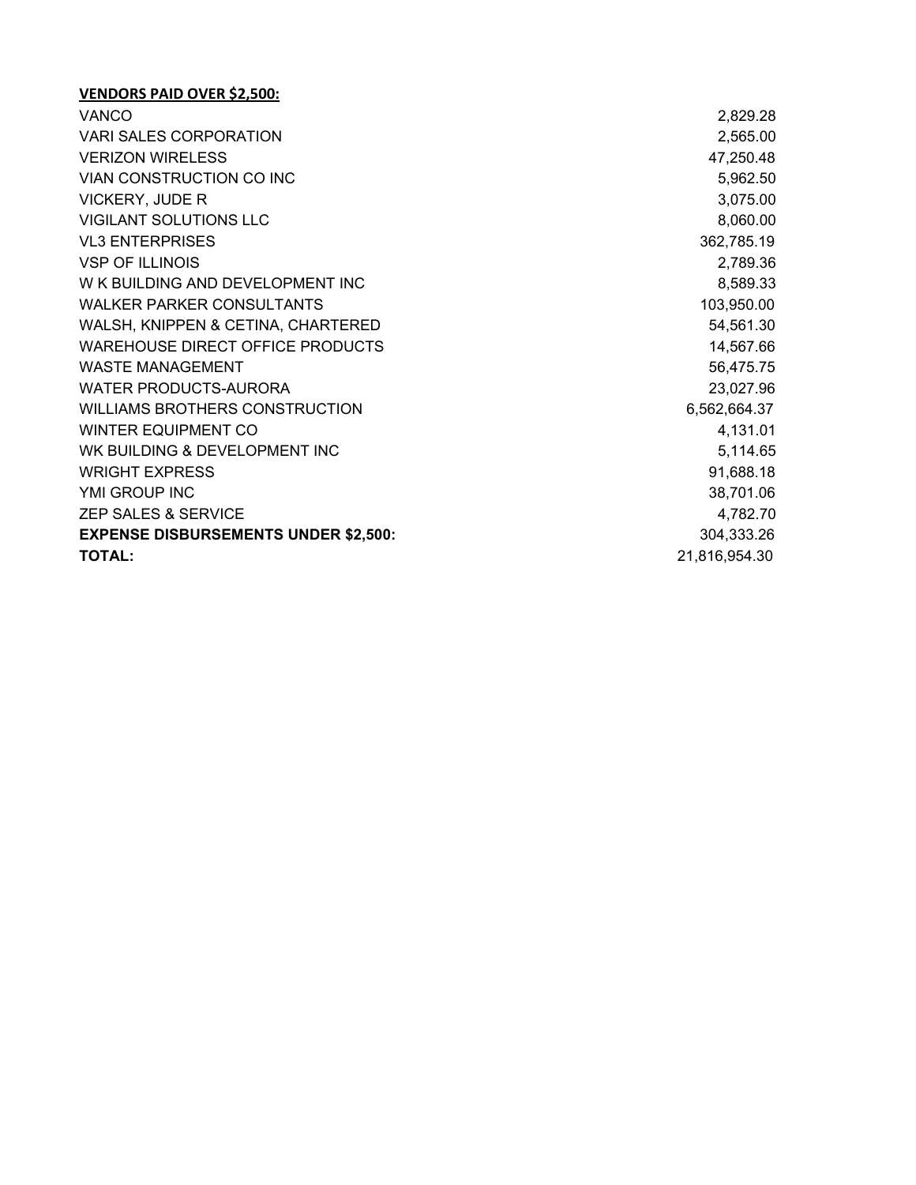**VENDORS PAID OVER $2,500:**

| | |
|---|---|
| VANCO | 2,829.28 |
| VARI SALES CORPORATION | 2,565.00 |
| VERIZON WIRELESS | 47,250.48 |
| VIAN CONSTRUCTION CO INC | 5,962.50 |
| VICKERY, JUDE R | 3,075.00 |
| VIGILANT SOLUTIONS LLC | 8,060.00 |
| VL3 ENTERPRISES | 362,785.19 |
| VSP OF ILLINOIS | 2,789.36 |
| W K BUILDING AND DEVELOPMENT INC | 8,589.33 |
| WALKER PARKER CONSULTANTS | 103,950.00 |
| WALSH, KNIPPEN & CETINA, CHARTERED | 54,561.30 |
| WAREHOUSE DIRECT OFFICE PRODUCTS | 14,567.66 |
| WASTE MANAGEMENT | 56,475.75 |
| WATER PRODUCTS-AURORA | 23,027.96 |
| WILLIAMS BROTHERS CONSTRUCTION | 6,562,664.37 |
| WINTER EQUIPMENT CO | 4,131.01 |
| WK BUILDING & DEVELOPMENT INC | 5,114.65 |
| WRIGHT EXPRESS | 91,688.18 |
| YMI GROUP INC | 38,701.06 |
| ZEP SALES & SERVICE | 4,782.70 |
| **EXPENSE DISBURSEMENTS UNDER $2,500:** | 304,333.26 |
| **TOTAL:** | 21,816,954.30 |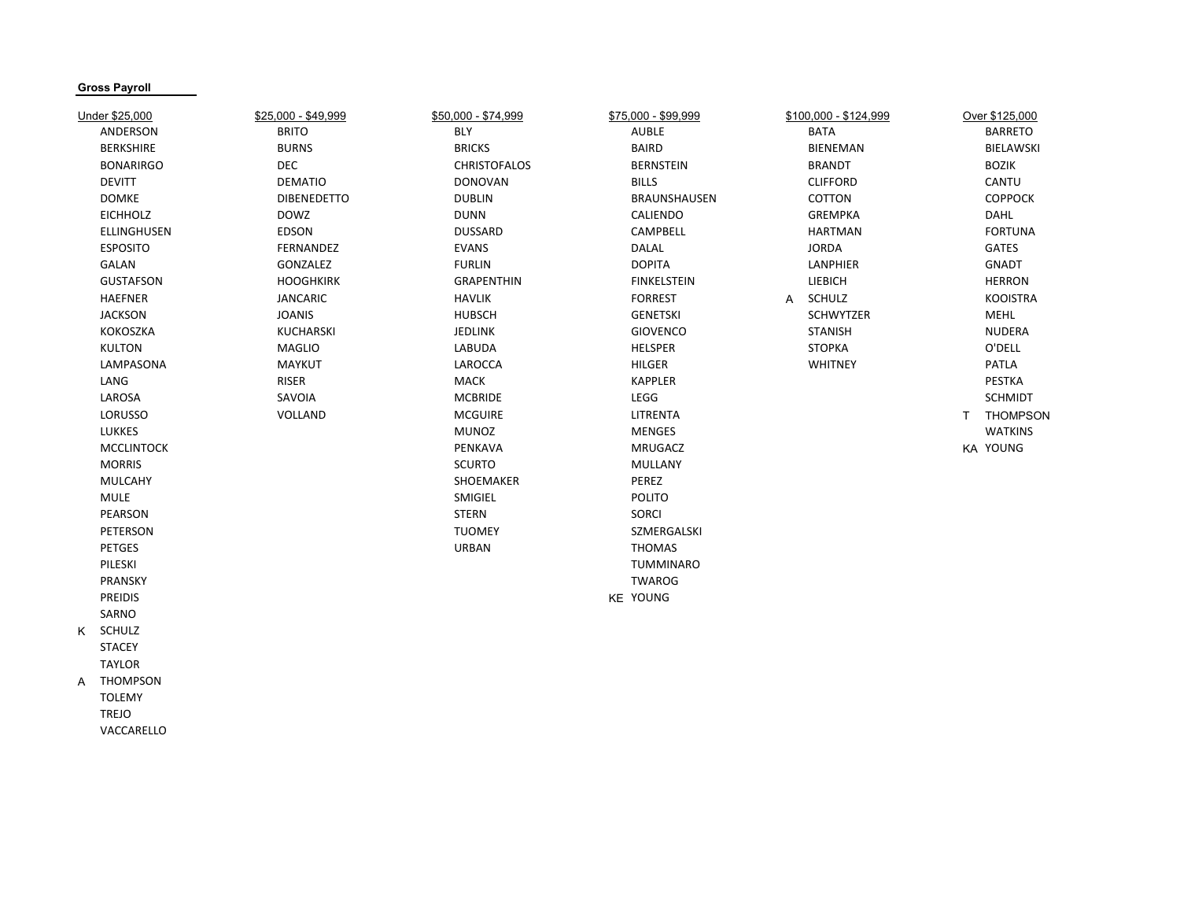**Gross Payroll**

| Under $25,000 | $25,000 - $49,999 | $50,000 - $74,999 | $75,000 - $99,999 | $100,000 - $124,999 | Over $125,000 |
|---|---|---|---|---|---|
| ANDERSON | BRITO | BLY | AUBLE | BATA | BARRETO |
| BERKSHIRE | BURNS | BRICKS | BAIRD | BIENEMAN | BIELAWSKI |
| BONARIRGO | DEC | CHRISTOFALOS | BERNSTEIN | BRANDT | BOZIK |
| DEVITT | DEMATIO | DONOVAN | BILLS | CLIFFORD | CANTU |
| DOMKE | DIBENEDETTO | DUBLIN | BRAUNSHAUSEN | COTTON | COPPOCK |
| EICHHOLZ | DOWZ | DUNN | CALIENDO | GREMPKA | DAHL |
| ELLINGHUSEN | EDSON | DUSSARD | CAMPBELL | HARTMAN | FORTUNA |
| ESPOSITO | FERNANDEZ | EVANS | DALAL | JORDA | GATES |
| GALAN | GONZALEZ | FURLIN | DOPITA | LANPHIER | GNADT |
| GUSTAFSON | HOOGHKIRK | GRAPENTHIN | FINKELSTEIN | LIEBICH | HERRON |
| HAEFNER | JANCARIC | HAVLIK | FORREST | A SCHULZ | KOOISTRA |
| JACKSON | JOANIS | HUBSCH | GENETSKI | SCHWYTZER | MEHL |
| KOKOSZKA | KUCHARSKI | JEDLINK | GIOVENCO | STANISH | NUDERA |
| KULTON | MAGLIO | LABUDA | HELSPER | STOPKA | O'DELL |
| LAMPASONA | MAYKUT | LAROCCA | HILGER | WHITNEY | PATLA |
| LANG | RISER | MACK | KAPPLER | | PESTKA |
| LAROSA | SAVOIA | MCBRIDE | LEGG | | SCHMIDT |
| LORUSSO | VOLLAND | MCGUIRE | LITRENTA | | T THOMPSON |
| LUKKES | | MUNOZ | MENGES | | WATKINS |
| MCCLINTOCK | | PENKAVA | MRUGACZ | | KA YOUNG |
| MORRIS | | SCURTO | MULLANY | | |
| MULCAHY | | SHOEMAKER | PEREZ | | |
| MULE | | SMIGIEL | POLITO | | |
| PEARSON | | STERN | SORCI | | |
| PETERSON | | TUOMEY | SZMERGALSKI | | |
| PETGES | | URBAN | THOMAS | | |
| PILESKI | | | TUMMINARO | | |
| PRANSKY | | | TWAROG | | |
| PREIDIS | | | KE YOUNG | | |
| SARNO | | | | | |
| K SCHULZ | | | | | |
| STACEY | | | | | |
| TAYLOR | | | | | |
| A THOMPSON | | | | | |
| TOLEMY | | | | | |
| TREJO | | | | | |
| VACCARELLO | | | | | |